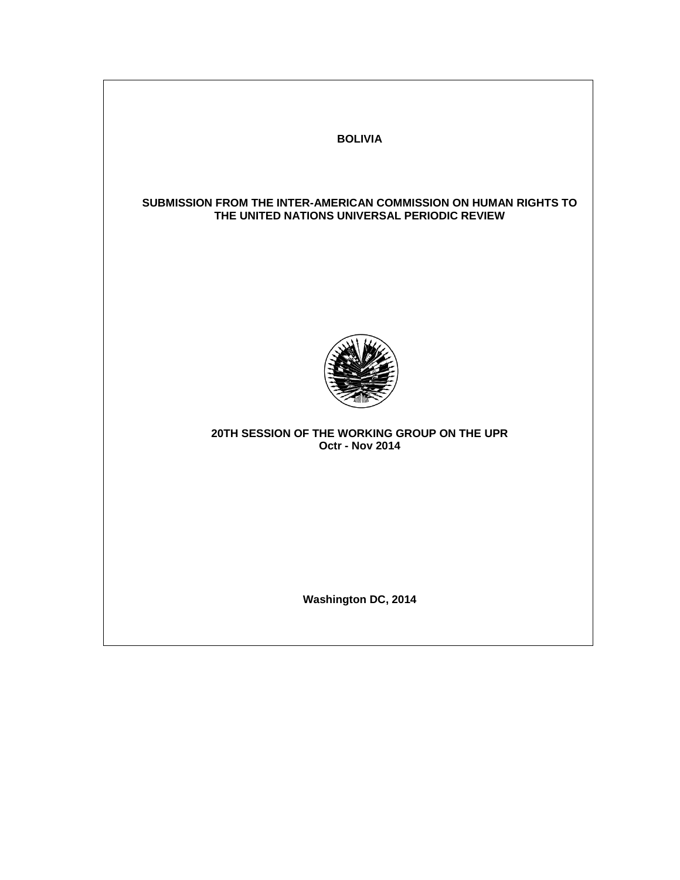**BOLIVIA**

**SUBMISSION FROM THE INTER-AMERICAN COMMISSION ON HUMAN RIGHTS TO THE UNITED NATIONS UNIVERSAL PERIODIC REVIEW**

**20TH SESSION OF THE WORKING GROUP ON THE UPR**
**Octr - Nov 2014**

**Washington DC, 2014**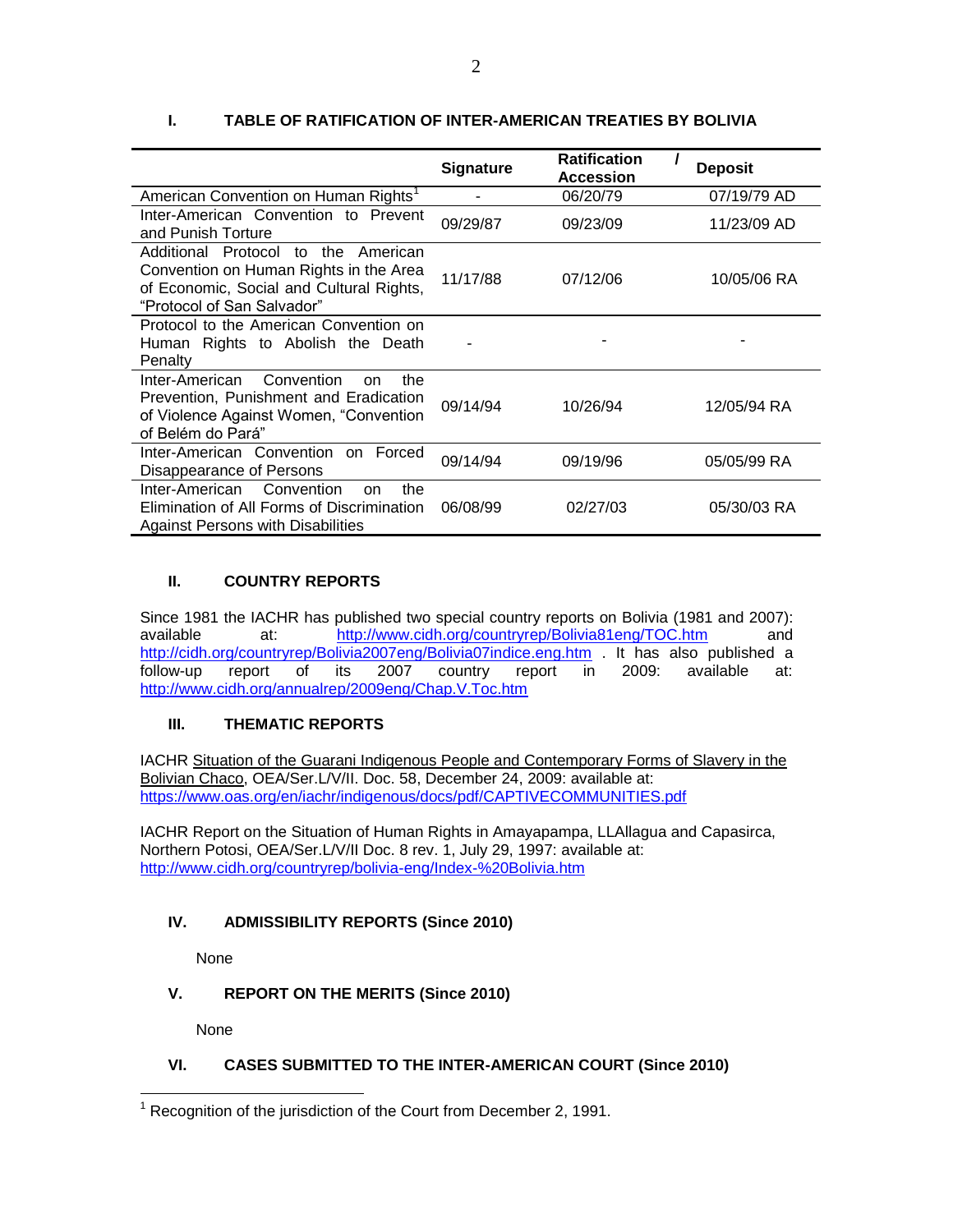## I. TABLE OF RATIFICATION OF INTER-AMERICAN TREATIES BY BOLIVIA

| | Signature | Ratification / Accession | Deposit |
|---|---|---|---|
| American Convention on Human Rights[1] | - | 06/20/79 | 07/19/79 AD |
| Inter-American Convention to Prevent and Punish Torture | 09/29/87 | 09/23/09 | 11/23/09 AD |
| Additional Protocol to the American Convention on Human Rights in the Area of Economic, Social and Cultural Rights, "Protocol of San Salvador" | 11/17/88 | 07/12/06 | 10/05/06 RA |
| Protocol to the American Convention on Human Rights to Abolish the Death Penalty | - | - | - |
| Inter-American Convention on the Prevention, Punishment and Eradication of Violence Against Women, "Convention of Belém do Pará" | 09/14/94 | 10/26/94 | 12/05/94 RA |
| Inter-American Convention on Forced Disappearance of Persons | 09/14/94 | 09/19/96 | 05/05/99 RA |
| Inter-American Convention on the Elimination of All Forms of Discrimination Against Persons with Disabilities | 06/08/99 | 02/27/03 | 05/30/03 RA |

## II. COUNTRY REPORTS

Since 1981 the IACHR has published two special country reports on Bolivia (1981 and 2007): available at: http://www.cidh.org/countryrep/Bolivia81eng/TOC.htm and http://cidh.org/countryrep/Bolivia2007eng/Bolivia07indice.eng.htm . It has also published a follow-up report of its 2007 country report in 2009: available at: http://www.cidh.org/annualrep/2009eng/Chap.V.Toc.htm

## III. THEMATIC REPORTS

IACHR Situation of the Guarani Indigenous People and Contemporary Forms of Slavery in the Bolivian Chaco, OEA/Ser.L/V/II. Doc. 58, December 24, 2009: available at: https://www.oas.org/en/iachr/indigenous/docs/pdf/CAPTIVECOMMUNITIES.pdf

IACHR Report on the Situation of Human Rights in Amayapampa, LLAllagua and Capasirca, Northern Potosi, OEA/Ser.L/V/II Doc. 8 rev. 1, July 29, 1997: available at: http://www.cidh.org/countryrep/bolivia-eng/Index-%20Bolivia.htm

## IV. ADMISSIBILITY REPORTS (Since 2010)

None

## V. REPORT ON THE MERITS (Since 2010)

None

## VI. CASES SUBMITTED TO THE INTER-AMERICAN COURT (Since 2010)

[1] Recognition of the jurisdiction of the Court from December 2, 1991.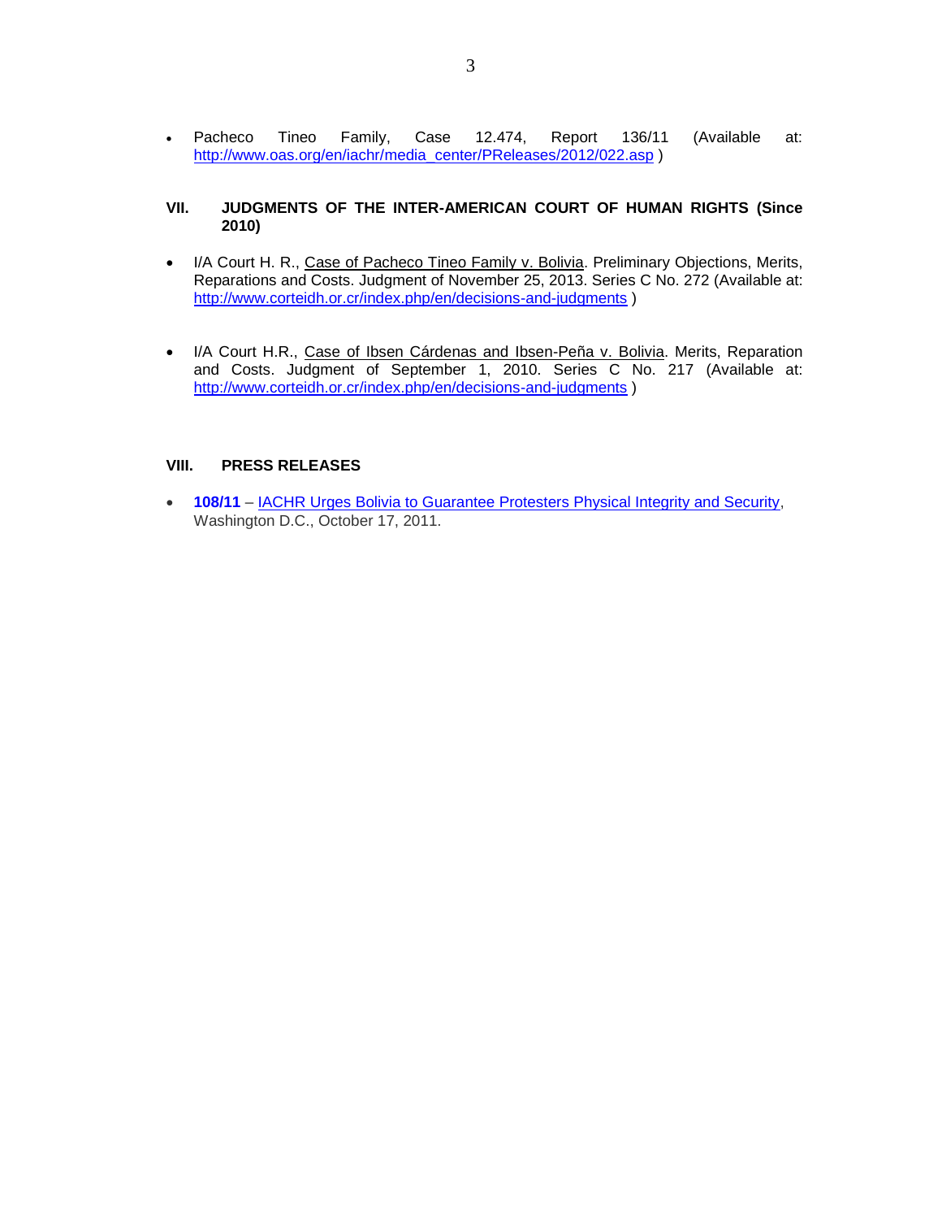- Pacheco Tineo Family, Case 12.474, Report 136/11 (Available at: http://www.oas.org/en/iachr/media_center/PReleases/2012/022.asp )

## VII. JUDGMENTS OF THE INTER-AMERICAN COURT OF HUMAN RIGHTS (Since 2010)

- I/A Court H. R., Case of Pacheco Tineo Family v. Bolivia. Preliminary Objections, Merits, Reparations and Costs. Judgment of November 25, 2013. Series C No. 272 (Available at: http://www.corteidh.or.cr/index.php/en/decisions-and-judgments )

- I/A Court H.R., Case of Ibsen Cárdenas and Ibsen-Peña v. Bolivia. Merits, Reparation and Costs. Judgment of September 1, 2010. Series C No. 217 (Available at: http://www.corteidh.or.cr/index.php/en/decisions-and-judgments )

## VIII. PRESS RELEASES

- **108/11** – IACHR Urges Bolivia to Guarantee Protesters Physical Integrity and Security, Washington D.C., October 17, 2011.